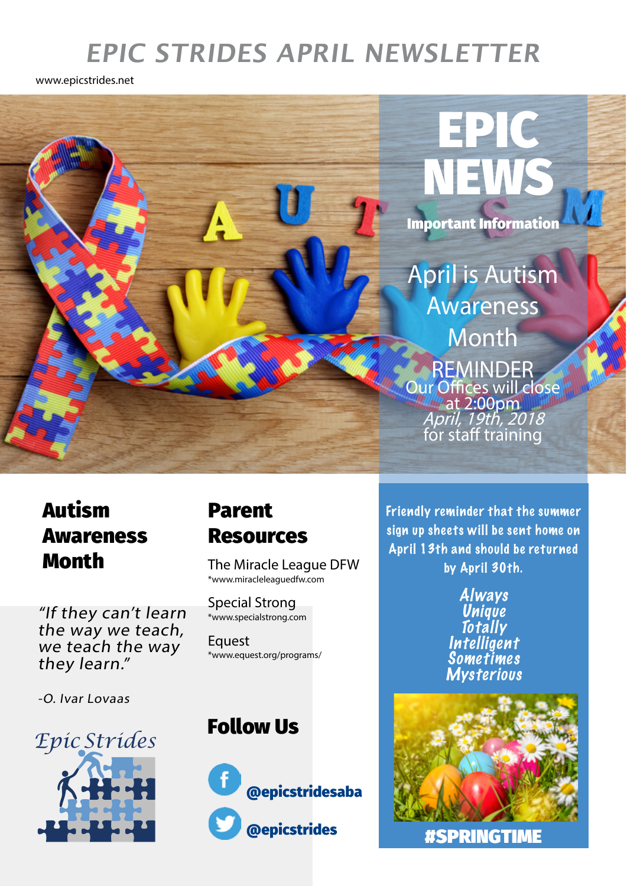# EPIC STRIDES APRIL NEWSLETTER

www.epicstrides.net

## EPIC NEWS

**Important Information**

April is Autism Awareness Month

REMINDER
Our Offices will close at 2:00pm *April, 19th, 2018* for staff training

## Autism Awareness Month

*"If they can't learn the way we teach, we teach the way they learn."*

*-O. Ivar Lovaas*

Epic Strides

## Parent Resources

The Miracle League DFW
*www.miracleleaguedfw.com

Special Strong
*www.specialstrong.com

Equest
*www.equest.org/programs/

## Follow Us

@epicstridesaba

@epicstrides

Friendly reminder that the summer sign up sheets will be sent home on April 13th and should be returned by April 30th.

*Always*
*Unique*
*Totally*
*Intelligent*
*Sometimes*
*Mysterious*

#SPRINGTIME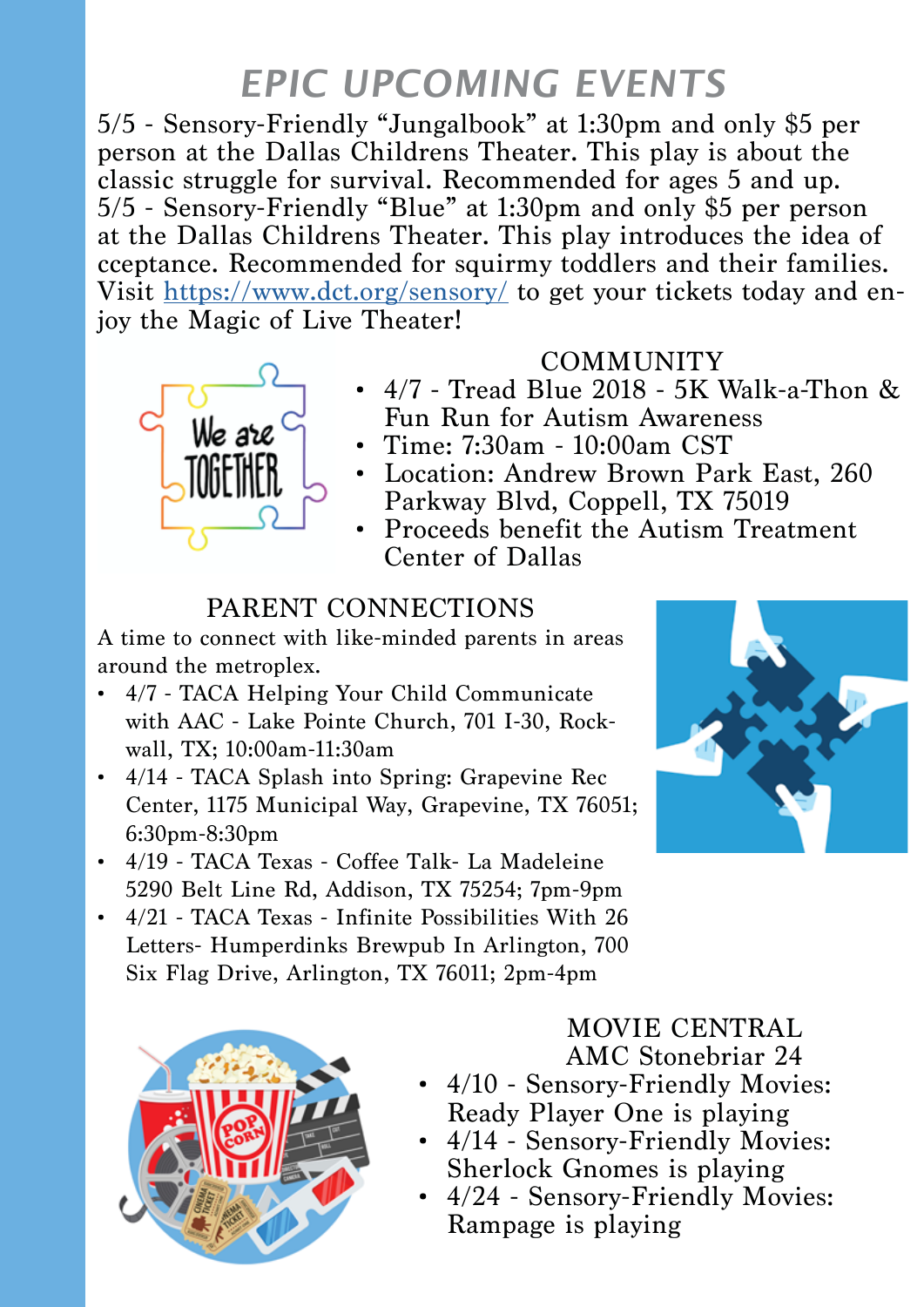# EPIC UPCOMING EVENTS

5/5 - Sensory-Friendly "Jungalbook" at 1:30pm and only $5 per person at the Dallas Childrens Theater. This play is about the classic struggle for survival. Recommended for ages 5 and up.
5/5 - Sensory-Friendly "Blue" at 1:30pm and only $5 per person at the Dallas Childrens Theater. This play introduces the idea of cceptance. Recommended for squirmy toddlers and their families. Visit [https://www.dct.org/sensory/](https://www.dct.org/sensory/) to get your tickets today and enjoy the Magic of Live Theater!

## COMMUNITY

- 4/7 - Tread Blue 2018 - 5K Walk-a-Thon & Fun Run for Autism Awareness
- Time: 7:30am - 10:00am CST
- Location: Andrew Brown Park East, 260 Parkway Blvd, Coppell, TX 75019
- Proceeds benefit the Autism Treatment Center of Dallas

## PARENT CONNECTIONS

A time to connect with like-minded parents in areas around the metroplex.

- 4/7 - TACA Helping Your Child Communicate with AAC - Lake Pointe Church, 701 I-30, Rockwall, TX; 10:00am-11:30am
- 4/14 - TACA Splash into Spring: Grapevine Rec Center, 1175 Municipal Way, Grapevine, TX 76051; 6:30pm-8:30pm
- 4/19 - TACA Texas - Coffee Talk- La Madeleine 5290 Belt Line Rd, Addison, TX 75254; 7pm-9pm
- 4/21 - TACA Texas - Infinite Possibilities With 26 Letters- Humperdinks Brewpub In Arlington, 700 Six Flag Drive, Arlington, TX 76011; 2pm-4pm

## MOVIE CENTRAL
AMC Stonebriar 24

- 4/10 - Sensory-Friendly Movies: Ready Player One is playing
- 4/14 - Sensory-Friendly Movies: Sherlock Gnomes is playing
- 4/24 - Sensory-Friendly Movies: Rampage is playing